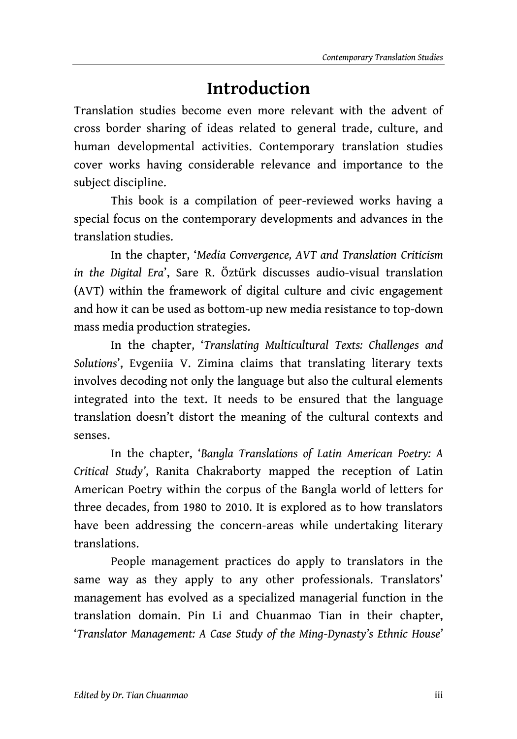# Introduction

Translation studies become even more relevant with the advent of cross border sharing of ideas related to general trade, culture, and human developmental activities. Contemporary translation studies cover works having considerable relevance and importance to the subject discipline.

This book is a compilation of peer-reviewed works having a special focus on the contemporary developments and advances in the translation studies.

In the chapter, '*Media Convergence, AVT and Translation Criticism in the Digital Era*', Sare R. Öztürk discusses audio-visual translation (AVT) within the framework of digital culture and civic engagement and how it can be used as bottom-up new media resistance to top-down mass media production strategies.

In the chapter, '*Translating Multicultural Texts: Challenges and Solutions*', Evgeniia V. Zimina claims that translating literary texts involves decoding not only the language but also the cultural elements integrated into the text. It needs to be ensured that the language translation doesn't distort the meaning of the cultural contexts and senses.

In the chapter, '*Bangla Translations of Latin American Poetry: A Critical Study*', Ranita Chakraborty mapped the reception of Latin American Poetry within the corpus of the Bangla world of letters for three decades, from 1980 to 2010. It is explored as to how translators have been addressing the concern-areas while undertaking literary translations.

People management practices do apply to translators in the same way as they apply to any other professionals. Translators' management has evolved as a specialized managerial function in the translation domain. Pin Li and Chuanmao Tian in their chapter, '*Translator Management: A Case Study of the Ming-Dynasty's Ethnic House*'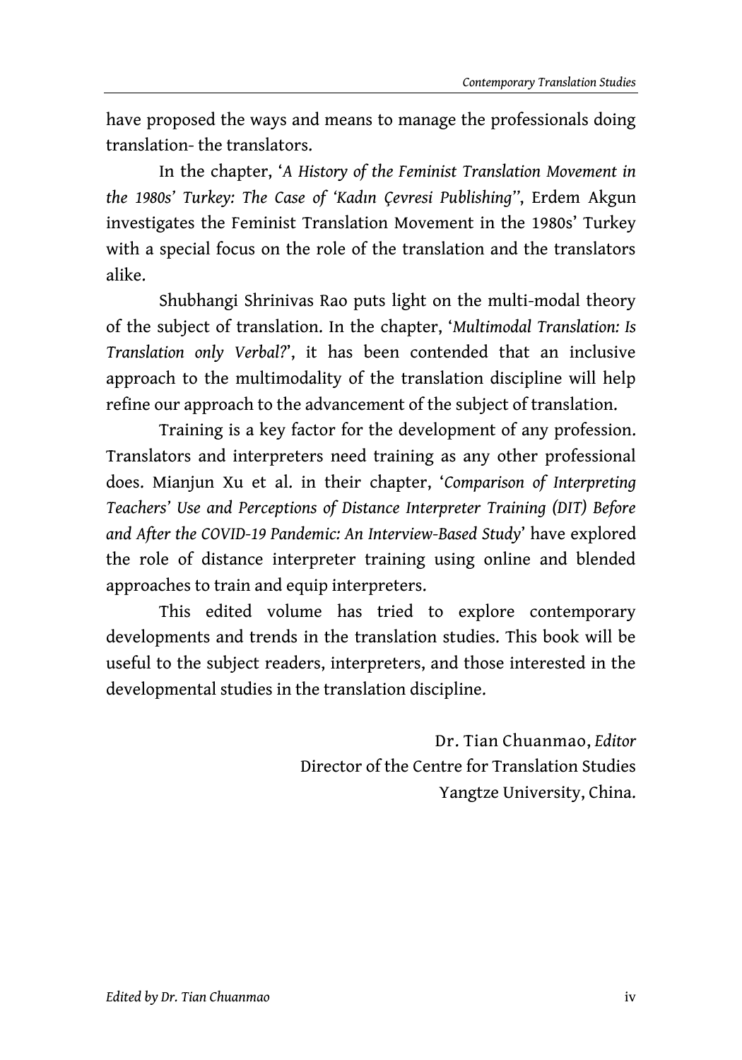have proposed the ways and means to manage the professionals doing translation- the translators.

In the chapter, '*A History of the Feminist Translation Movement in the 1980s' Turkey: The Case of 'Kadın Çevresi Publishing''*, Erdem Akgun investigates the Feminist Translation Movement in the 1980s' Turkey with a special focus on the role of the translation and the translators alike.

Shubhangi Shrinivas Rao puts light on the multi-modal theory of the subject of translation. In the chapter, '*Multimodal Translation: Is Translation only Verbal?*', it has been contended that an inclusive approach to the multimodality of the translation discipline will help refine our approach to the advancement of the subject of translation.

Training is a key factor for the development of any profession. Translators and interpreters need training as any other professional does. Mianjun Xu et al. in their chapter, '*Comparison of Interpreting Teachers' Use and Perceptions of Distance Interpreter Training (DIT) Before and After the COVID-19 Pandemic: An Interview-Based Study*' have explored the role of distance interpreter training using online and blended approaches to train and equip interpreters.

This edited volume has tried to explore contemporary developments and trends in the translation studies. This book will be useful to the subject readers, interpreters, and those interested in the developmental studies in the translation discipline.

Dr. Tian Chuanmao, *Editor*
Director of the Centre for Translation Studies
Yangtze University, China.